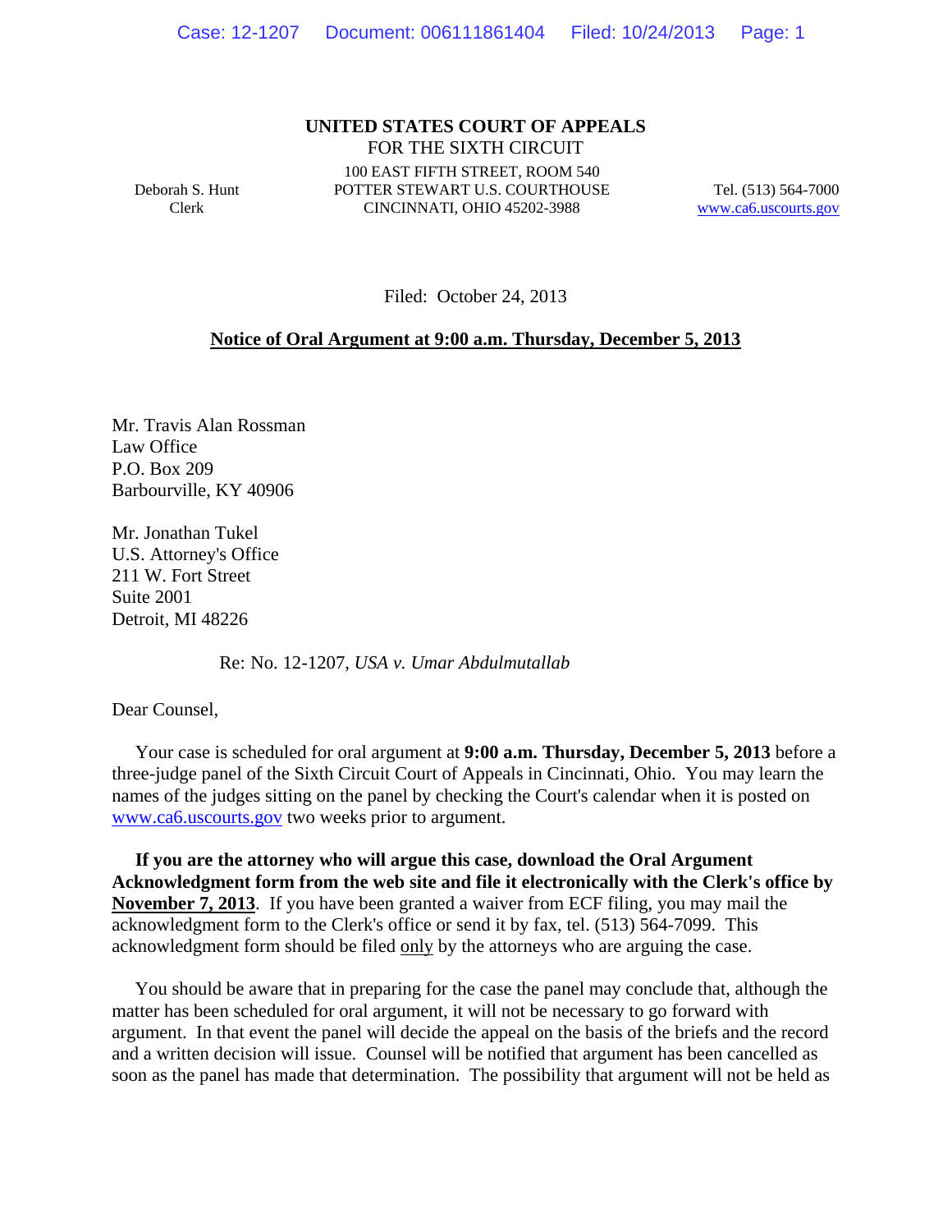**UNITED STATES COURT OF APPEALS**
FOR THE SIXTH CIRCUIT

Deborah S. Hunt
Clerk

100 EAST FIFTH STREET, ROOM 540
POTTER STEWART U.S. COURTHOUSE
CINCINNATI, OHIO 45202-3988

Tel. (513) 564-7000
www.ca6.uscourts.gov

Filed: October 24, 2013

**Notice of Oral Argument at 9:00 a.m. Thursday, December 5, 2013**

Mr. Travis Alan Rossman
Law Office
P.O. Box 209
Barbourville, KY 40906

Mr. Jonathan Tukel
U.S. Attorney's Office
211 W. Fort Street
Suite 2001
Detroit, MI 48226

Re: No. 12-1207, *USA v. Umar Abdulmutallab*

Dear Counsel,

Your case is scheduled for oral argument at **9:00 a.m. Thursday, December 5, 2013** before a three-judge panel of the Sixth Circuit Court of Appeals in Cincinnati, Ohio. You may learn the names of the judges sitting on the panel by checking the Court's calendar when it is posted on www.ca6.uscourts.gov two weeks prior to argument.

**If you are the attorney who will argue this case, download the Oral Argument Acknowledgment form from the web site and file it electronically with the Clerk's office by November 7, 2013**. If you have been granted a waiver from ECF filing, you may mail the acknowledgment form to the Clerk's office or send it by fax, tel. (513) 564-7099. This acknowledgment form should be filed only by the attorneys who are arguing the case.

You should be aware that in preparing for the case the panel may conclude that, although the matter has been scheduled for oral argument, it will not be necessary to go forward with argument. In that event the panel will decide the appeal on the basis of the briefs and the record and a written decision will issue. Counsel will be notified that argument has been cancelled as soon as the panel has made that determination. The possibility that argument will not be held as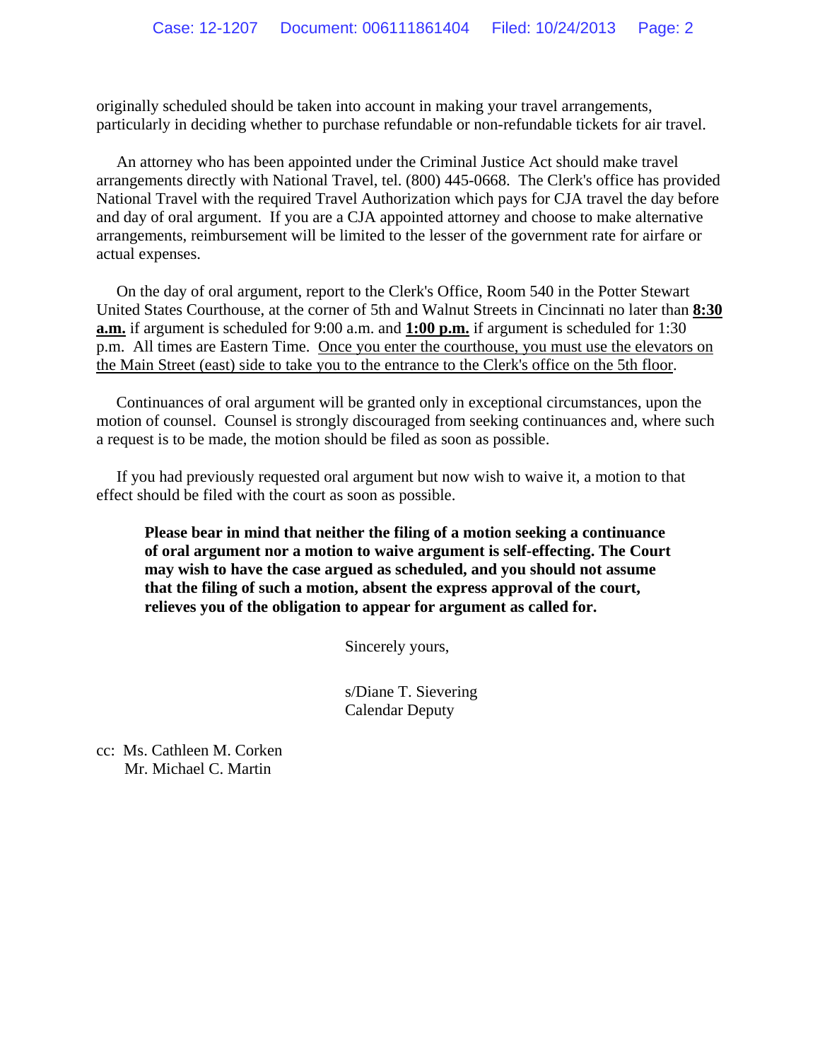originally scheduled should be taken into account in making your travel arrangements, particularly in deciding whether to purchase refundable or non-refundable tickets for air travel.

An attorney who has been appointed under the Criminal Justice Act should make travel arrangements directly with National Travel, tel. (800) 445-0668. The Clerk's office has provided National Travel with the required Travel Authorization which pays for CJA travel the day before and day of oral argument. If you are a CJA appointed attorney and choose to make alternative arrangements, reimbursement will be limited to the lesser of the government rate for airfare or actual expenses.

On the day of oral argument, report to the Clerk's Office, Room 540 in the Potter Stewart United States Courthouse, at the corner of 5th and Walnut Streets in Cincinnati no later than **8:30 a.m.** if argument is scheduled for 9:00 a.m. and **1:00 p.m.** if argument is scheduled for 1:30 p.m. All times are Eastern Time. Once you enter the courthouse, you must use the elevators on the Main Street (east) side to take you to the entrance to the Clerk's office on the 5th floor.

Continuances of oral argument will be granted only in exceptional circumstances, upon the motion of counsel. Counsel is strongly discouraged from seeking continuances and, where such a request is to be made, the motion should be filed as soon as possible.

If you had previously requested oral argument but now wish to waive it, a motion to that effect should be filed with the court as soon as possible.

> **Please bear in mind that neither the filing of a motion seeking a continuance of oral argument nor a motion to waive argument is self-effecting. The Court may wish to have the case argued as scheduled, and you should not assume that the filing of such a motion, absent the express approval of the court, relieves you of the obligation to appear for argument as called for.**

Sincerely yours,

s/Diane T. Sievering
Calendar Deputy

cc: Ms. Cathleen M. Corken
Mr. Michael C. Martin